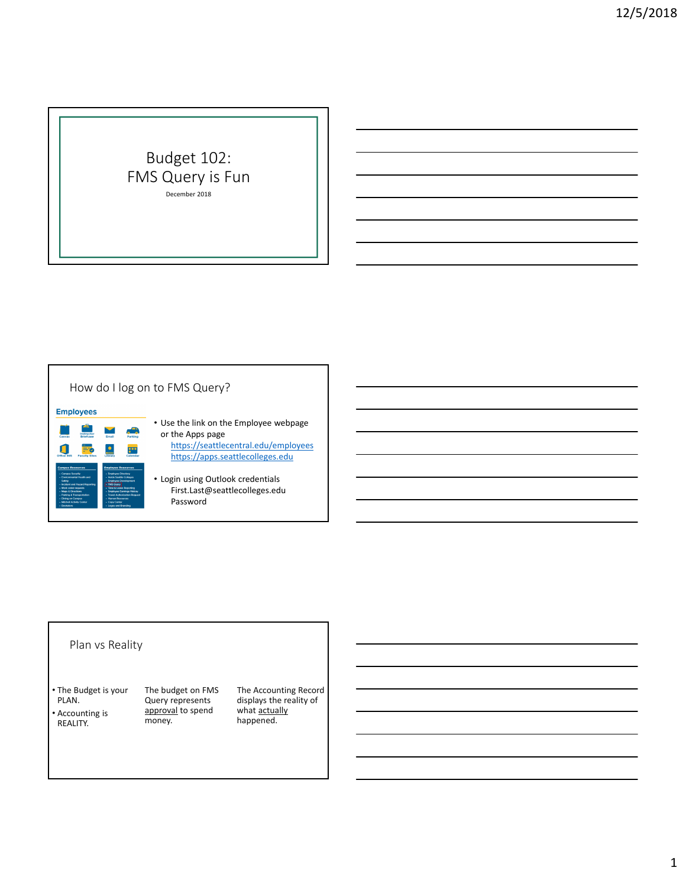# Budget 102: FMS Query is Fun

December 2018

## How do I log on to FMS Query?

- Use the link on the Employee webpage or the Apps page
  - https://seattlecentral.edu/employees
  - https://apps.seattlecolleges.edu
- Login using Outlook credentials
  - First.Last@seattlecolleges.edu
  - Password

## Plan vs Reality

- The Budget is your PLAN.
- Accounting is REALITY.

The budget on FMS Query represents approval to spend money.

The Accounting Record displays the reality of what actually happened.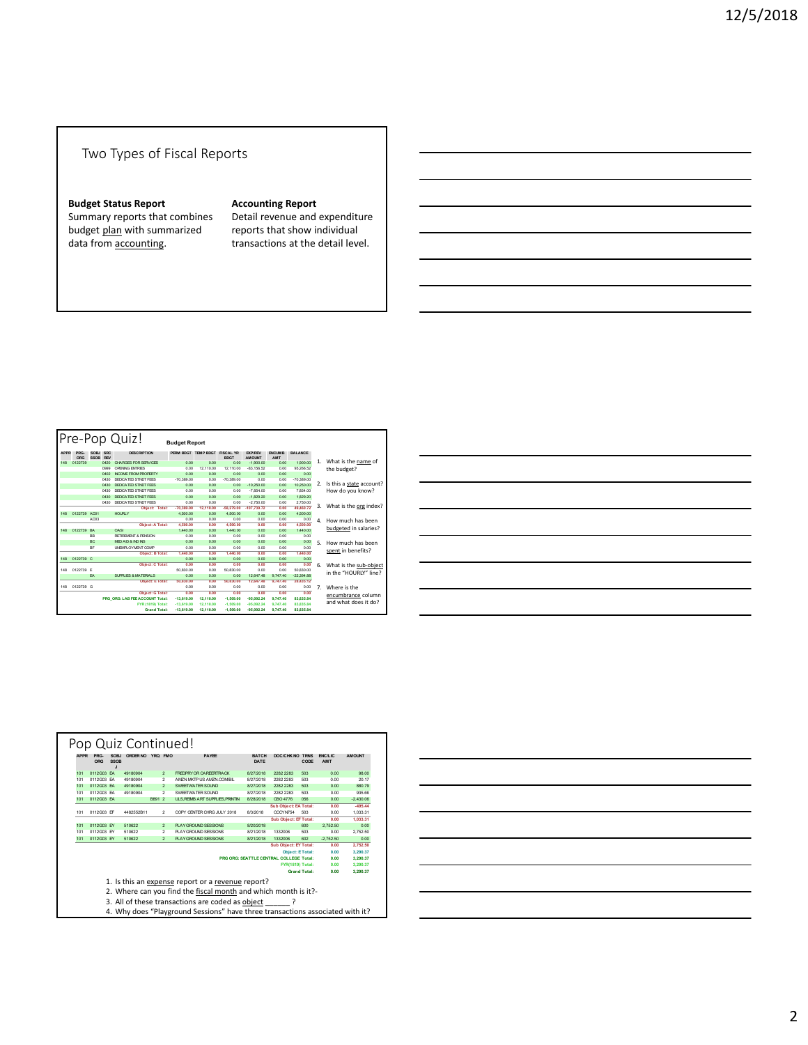# Two Types of Fiscal Reports

**Budget Status Report**
Summary reports that combines budget plan with summarized data from accounting.

**Accounting Report**
Detail revenue and expenditure reports that show individual transactions at the detail level.

# Pre-Pop Quiz!

**Budget Report**

| APPR | PRG-ORG | SOBJ SSOB | SRC REV | DESCRIPTION | PERM BDGT | TEMP BDGT | FISCAL YR BDGT | EXP/REV AMOUNT | ENCUMB AMT | BALANCE |
|---|---|---|---|---|---|---|---|---|---|---|
| 148 | 0122739 | | 0420 | CHARGES FOR SERVICES | 0.00 | 0.00 | 0.00 | -1,900.00 | 0.00 | 1,900.00 |
| | | | 0999 | OPENING ENTRIES | 0.00 | 12,110.00 | 12,110.00 | -83,156.52 | 0.00 | 95,266.52 |
| | | | 0402 | INCOME FROM PROPERTY | 0.00 | 0.00 | 0.00 | 0.00 | 0.00 | 0.00 |
| | | | 0430 | DEDICATED STNDT FEES | -70,389.00 | 0.00 | -70,389.00 | 0.00 | 0.00 | -70,389.00 |
| | | | 0430 | DEDICATED STNDT FEES | 0.00 | 0.00 | 0.00 | -10,250.00 | 0.00 | 10,250.00 |
| | | | 0430 | DEDICATED STNDT FEES | 0.00 | 0.00 | 0.00 | -7,854.00 | 0.00 | 7,854.00 |
| | | | 0430 | DEDICATED STNDT FEES | 0.00 | 0.00 | 0.00 | -1,829.20 | 0.00 | 1,829.20 |
| | | | 0430 | DEDICATED STNDT FEES | 0.00 | 0.00 | 0.00 | -2,750.00 | 0.00 | 2,750.00 |
| | | | | Object: Total: | -70,389.00 | 12,110.00 | -58,279.00 | -107,739.72 | 0.00 | 49,460.72 |
| 148 | 0122739 | AD01 | | HOURLY | 4,500.00 | 0.00 | 4,500.00 | 0.00 | 0.00 | 4,500.00 |
| | | AD03 | | | 0.00 | 0.00 | 0.00 | 0.00 | 0.00 | 0.00 |
| | | | | Object: A Total: | 4,500.00 | 0.00 | 4,500.00 | 0.00 | 0.00 | 4,500.00 |
| 148 | 0122739 | BA | | OASI | 1,440.00 | 0.00 | 1,440.00 | 0.00 | 0.00 | 1,440.00 |
| | | BB | | RETIREMENT & PENSION | 0.00 | 0.00 | 0.00 | 0.00 | 0.00 | 0.00 |
| | | BC | | MED AID & IND INS | 0.00 | 0.00 | 0.00 | 0.00 | 0.00 | 0.00 |
| | | BF | | UNEMPLOYMENT COMP | 0.00 | 0.00 | 0.00 | 0.00 | 0.00 | 0.00 |
| | | | | Object: B Total: | 1,440.00 | 0.00 | 1,440.00 | 0.00 | 0.00 | 1,440.00 |
| 148 | 0122739 | C | | | 0.00 | 0.00 | 0.00 | 0.00 | 0.00 | 0.00 |
| | | | | Object: C Total: | 0.00 | 0.00 | 0.00 | 0.00 | 0.00 | 0.00 |
| 148 | 0122739 | E | | | 50,830.00 | 0.00 | 50,830.00 | 0.00 | 0.00 | 50,830.00 |
| | | EA | | SUPPLIES & MATERIALS | 0.00 | 0.00 | 0.00 | 12,647.48 | 9,747.40 | -22,394.88 |
| | | | | Object: E Total: | 50,830.00 | 0.00 | 50,830.00 | 12,647.48 | 9,747.40 | 28,435.12 |
| 148 | 0122739 | G | | | 0.00 | 0.00 | 0.00 | 0.00 | 0.00 | 0.00 |
| | | | | Object: G Total: | 0.00 | 0.00 | 0.00 | 0.00 | 0.00 | 0.00 |
| | | | | PRG_ORG: LAB FEE ACCOUNT Total: | -13,619.00 | 12,110.00 | -1,509.00 | -95,092.24 | 9,747.40 | 83,835.84 |
| | | | | FYR(1819) Total: | -13,619.00 | 12,110.00 | -1,509.00 | -95,092.24 | 9,747.40 | 83,835.84 |
| | | | | Grand Total: | -13,619.00 | 12,110.00 | -1,509.00 | -95,092.24 | 9,747.40 | 83,835.84 |

1. What is the name of the budget?
2. Is this a state account? How do you know?
3. What is the org index?
4. How much has been budgeted in salaries?
5. How much has been spent in benefits?
6. What is the sub-object in the "HOURLY" line?
7. Where is the encumbrance column and what does it do?

# Pop Quiz Continued!

| APPR | PRG-ORG | SOBJ SSOBJ | ORDER NO | YRQ | FMO | PAYEE | BATCH DATE | DOC/CHK NO | TRNS CODE | ENC/LIC AMT | AMOUNT |
|---|---|---|---|---|---|---|---|---|---|---|---|
| 101 | 0112G03 | EA | 49180904 | | 2 | FREDPRY OR CAREERTRACK | 8/27/2018 | 2282 2283 | 503 | 0.00 | 98.00 |
| 101 | 0112G03 | EA | 49180904 | | 2 | AMZN MKTP US AMZN.COM/BIL | 8/27/2018 | 2282 2283 | 503 | 0.00 | 20.17 |
| 101 | 0112G03 | EA | 49180904 | | 2 | SWEETWATER SOUND | 8/27/2018 | 2282 2283 | 503 | 0.00 | 880.79 |
| 101 | 0112G03 | EA | 49180904 | | 2 | SWEETWATER SOUND | 8/27/2018 | 2282 2283 | 503 | 0.00 | 935.66 |
| 101 | 0112G03 | EA | | B891 | 2 | ULS,REIMB ART SUPPLIES,PRINTIN | 8/28/2018 | CBO 4778 | 056 | 0.00 | -2,430.06 |
| | | | | | | | | Sub Object: EA Total: | | 0.00 | -495.44 |
| 101 | 0112G03 | EF | 4482552B11 | | 2 | COPY CENTER CHRG JULY 2018 | 8/3/2018 | CCCYN754 | 503 | 0.00 | 1,033.31 |
| | | | | | | | | Sub Object: EF Total: | | 0.00 | 1,033.31 |
| 101 | 0112G03 | EY | 510622 | | 2 | PLAYGROUND SESSIONS | 8/20/2018 | | 600 | 2,752.50 | 0.00 |
| 101 | 0112G03 | EY | 510622 | | 2 | PLAYGROUND SESSIONS | 8/21/2018 | 1332006 | 503 | 0.00 | 2,752.50 |
| 101 | 0112G03 | EY | 510622 | | 2 | PLAYGROUND SESSIONS | 8/21/2018 | 1332006 | 602 | -2,752.50 | 0.00 |
| | | | | | | | | Sub Object: EY Total: | | 0.00 | 2,752.50 |
| | | | | | | | | Object: E Total: | | 0.00 | 3,290.37 |
| | | | | | | | | PRG ORG: SEATTLE CENTRAL COLLEGE Total: | | 0.00 | 3,290.37 |
| | | | | | | | | FYR(1819) Total: | | 0.00 | 3,290.37 |
| | | | | | | | | Grand Total: | | 0.00 | 3,290.37 |

1. Is this an expense report or a revenue report?
2. Where can you find the fiscal month and which month is it?-
3. All of these transactions are coded as object ______ ?
4. Why does "Playground Sessions" have three transactions associated with it?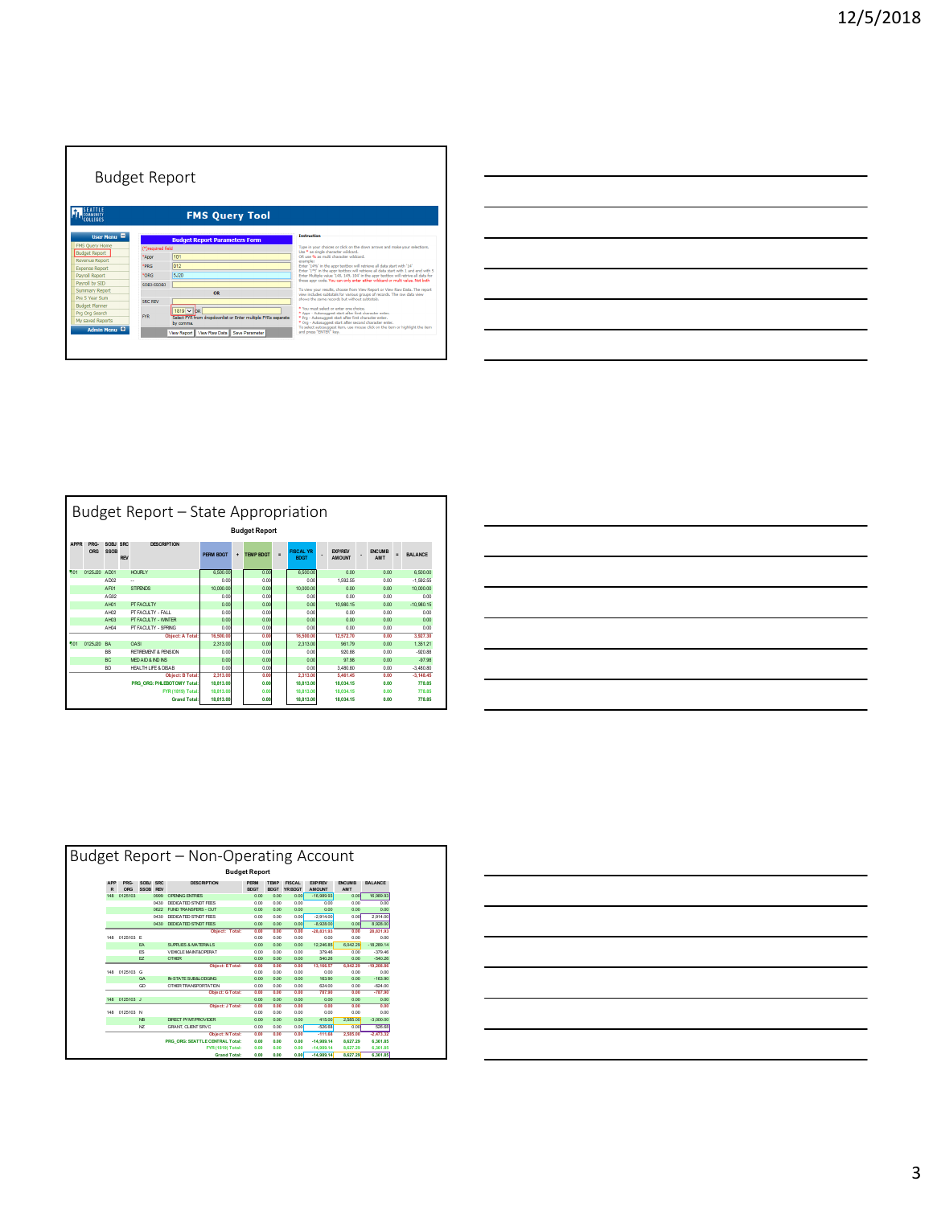# Budget Report

FMS Query Tool

**User Menu**

- FMS Query Home
- Budget Report
- Revenue Report
- Expense Report
- Payroll Report
- Payroll by SID
- Summary Report
- Pro 5 Year Sum
- Budget Planner
- Prg Org Search
- My saved Reports

**Admin Menu**

**Budget Report Parameters Form**

(*)required field

| Field | Value |
|---|---|
| *Appr | 101 |
| *PRG | 012 |
| *ORG | 5J20 |
| SOBJ-SSOBJ | |
| | OR |
| SRC REV | |
| FYR | 1819 OR |

Select FYR from dropdownlist or Enter multiple FYRs separate by comma.

View Report | View Raw Data | Save Parameter

# Budget Report – State Appropriation

**Budget Report**

| APPR | PRG-ORG | SOBJ SSOB | SRC REV | DESCRIPTION | PERM BDGT | + | TEMP BDGT | = | FISCAL YR BDGT | - | EXP/REV AMOUNT | - | ENCUMB AMT | = | BALANCE |
|---|---|---|---|---|---|---|---|---|---|---|---|---|---|---|---|
| 101 | 0125J20 | AD01 | | HOURLY | 6,500.00 | | 0.00 | | 6,500.00 | | 0.00 | | 0.00 | | 6,500.00 |
| | | AD02 | | -- | 0.00 | | 0.00 | | 0.00 | | 1,592.55 | | 0.00 | | -1,592.55 |
| | | AF01 | | STIPENDS | 10,000.00 | | 0.00 | | 10,000.00 | | 0.00 | | 0.00 | | 10,000.00 |
| | | AG02 | | | 0.00 | | 0.00 | | 0.00 | | 0.00 | | 0.00 | | 0.00 |
| | | AH01 | | PT FACULTY | 0.00 | | 0.00 | | 0.00 | | 10,980.15 | | 0.00 | | -10,980.15 |
| | | AH02 | | PT FACULTY - FALL | 0.00 | | 0.00 | | 0.00 | | 0.00 | | 0.00 | | 0.00 |
| | | AH03 | | PT FACULTY - WINTER | 0.00 | | 0.00 | | 0.00 | | 0.00 | | 0.00 | | 0.00 |
| | | AH04 | | PT FACULTY - SPRING | 0.00 | | 0.00 | | 0.00 | | 0.00 | | 0.00 | | 0.00 |
| | | | | Object: A Total: | 16,500.00 | | 0.00 | | 16,500.00 | | 12,572.70 | | 0.00 | | 3,927.30 |
| 101 | 0125J20 | BA | | OASI | 2,313.00 | | 0.00 | | 2,313.00 | | 961.79 | | 0.00 | | 1,351.21 |
| | | BB | | RETIREMENT & PENSION | 0.00 | | 0.00 | | 0.00 | | 920.88 | | 0.00 | | -920.88 |
| | | BC | | MED AID & IND INS | 0.00 | | 0.00 | | 0.00 | | 97.98 | | 0.00 | | -97.98 |
| | | BD | | HEALTH LIFE & DISAB | 0.00 | | 0.00 | | 0.00 | | 3,480.80 | | 0.00 | | -3,480.80 |
| | | | | Object: B Total: | 2,313.00 | | 0.00 | | 2,313.00 | | 5,461.45 | | 0.00 | | -3,148.45 |
| | | | | PRG_ORG: PHLEBOTOMY Total: | 18,813.00 | | 0.00 | | 18,813.00 | | 18,034.15 | | 0.00 | | 778.85 |
| | | | | FYR (1819) Total: | 18,813.00 | | 0.00 | | 18,813.00 | | 18,034.15 | | 0.00 | | 778.85 |
| | | | | Grand Total: | 18,813.00 | | 0.00 | | 18,813.00 | | 18,034.15 | | 0.00 | | 778.85 |

# Budget Report – Non-Operating Account

**Budget Report**

| APPR | PRG-ORG | SOBJ SSOB | SRC REV | DESCRIPTION | PERM BDGT | TEMP BDGT | FISCAL YR BDGT | EXP/REV AMOUNT | ENCUMB AMT | BALANCE |
|---|---|---|---|---|---|---|---|---|---|---|
| 148 | 0125103 | | 0999 | OPENING ENTRIES | 0.00 | 0.00 | 0.00 | -16,989.93 | 0.00 | 16,989.93 |
| | | | 0430 | DEDICATED STNDT FEES | 0.00 | 0.00 | 0.00 | 0.00 | 0.00 | 0.00 |
| | | | 0622 | FUND TRANSFERS - OUT | 0.00 | 0.00 | 0.00 | 0.00 | 0.00 | 0.00 |
| | | | 0430 | DEDICATED STNDT FEES | 0.00 | 0.00 | 0.00 | -2,914.00 | 0.00 | 2,914.00 |
| | | | 0430 | DEDICATED STNDT FEES | 0.00 | 0.00 | 0.00 | -8,928.00 | 0.00 | 8,928.00 |
| | | | | Object: Total: | 0.00 | 0.00 | 0.00 | -28,831.93 | 0.00 | 28,831.93 |
| 148 | 0125103 | E | | | 0.00 | 0.00 | 0.00 | 0.00 | 0.00 | 0.00 |
| | | EA | | SUPPLIES & MATERIALS | 0.00 | 0.00 | 0.00 | 12,246.85 | 6,042.29 | -18,289.14 |
| | | ES | | VEHICLE MAINT&OPERAT | 0.00 | 0.00 | 0.00 | 379.46 | 0.00 | -379.46 |
| | | EZ | | OTHER | 0.00 | 0.00 | 0.00 | 540.26 | 0.00 | -540.26 |
| | | | | Object: E Total: | 0.00 | 0.00 | 0.00 | 13,166.57 | 6,042.29 | -19,208.86 |
| 148 | 0125103 | G | | | 0.00 | 0.00 | 0.00 | 0.00 | 0.00 | 0.00 |
| | | GA | | IN-STATE SUB&LODGING | 0.00 | 0.00 | 0.00 | 163.90 | 0.00 | -163.90 |
| | | GD | | OTHER TRANSPORTATION | 0.00 | 0.00 | 0.00 | 624.00 | 0.00 | -624.00 |
| | | | | Object: G Total: | 0.00 | 0.00 | 0.00 | 787.90 | 0.00 | -787.90 |
| 148 | 0125103 | J | | | 0.00 | 0.00 | 0.00 | 0.00 | 0.00 | 0.00 |
| | | | | Object: J Total: | 0.00 | 0.00 | 0.00 | 0.00 | 0.00 | 0.00 |
| 148 | 0125103 | N | | | 0.00 | 0.00 | 0.00 | 0.00 | 0.00 | 0.00 |
| | | NB | | DIRECT PYMT/PROVIDER | 0.00 | 0.00 | 0.00 | 415.00 | 2,585.00 | -3,000.00 |
| | | NZ | | GRANT, CLIENT SRVC | 0.00 | 0.00 | 0.00 | -526.68 | 0.00 | 526.68 |
| | | | | Object: N Total: | 0.00 | 0.00 | 0.00 | -111.68 | 2,585.00 | -2,473.32 |
| | | | | PRG_ORG: SEATTLE CENTRAL Total: | 0.00 | 0.00 | 0.00 | -14,989.14 | 8,627.29 | 6,361.85 |
| | | | | FYR (1819) Total: | 0.00 | 0.00 | 0.00 | -14,989.14 | 8,627.29 | 6,361.85 |
| | | | | Grand Total: | 0.00 | 0.00 | 0.00 | -14,989.14 | 8,627.29 | 6,361.85 |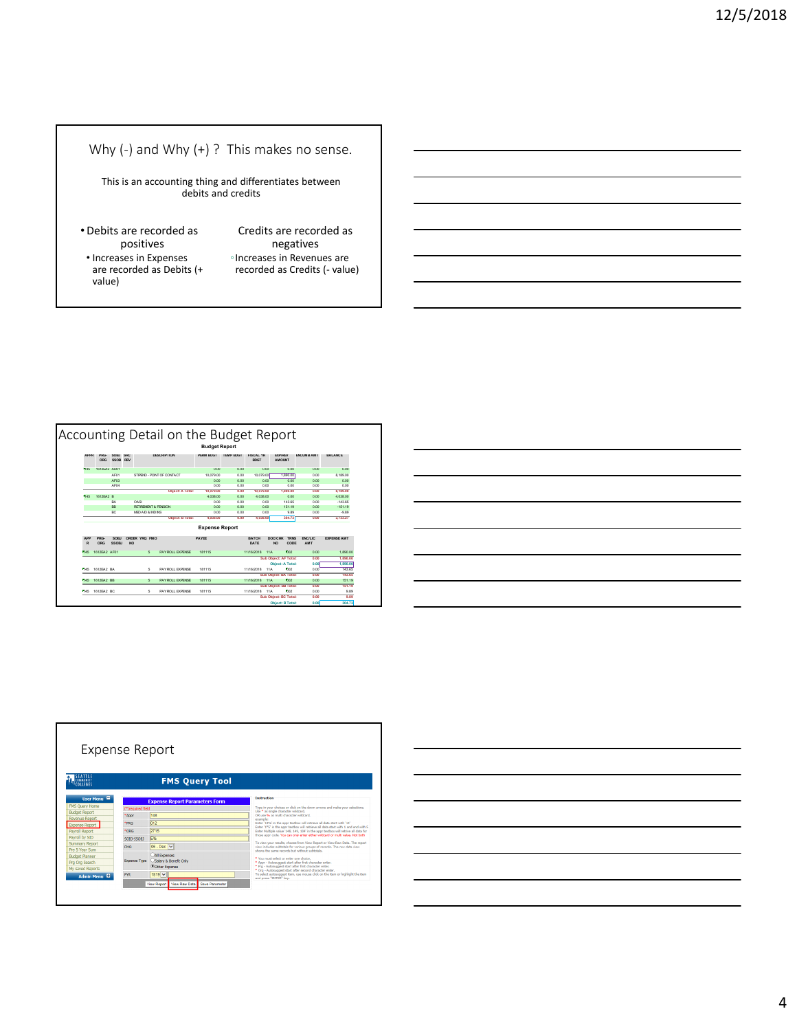## Why (-) and Why (+) ? This makes no sense.

This is an accounting thing and differentiates between debits and credits

- Debits are recorded as positives
  - Increases in Expenses are recorded as Debits (+ value)

Credits are recorded as negatives

- Increases in Revenues are recorded as Credits (- value)

## Accounting Detail on the Budget Report

**Budget Report**

| APPR | PRG-ORG | SUBJ SSOB | SRC REV | DESCRIPTION | PERM BDGT | TEMP BDGT | FISCAL YR BDGT | EXPEND AMOUNT | ENCUMB AMT | BALANCE |
|---|---|---|---|---|---|---|---|---|---|---|
| 145 | 1612BA2 | AE01 | | | 0.00 | 0.00 | 0.00 | 0.00 | 0.00 | 0.00 |
| | | AF01 | | STIPEND - POINT OF CONTACT | 10,079.00 | 0.00 | 10,079.00 | 1,890.00 | 0.00 | 8,189.00 |
| | | AF03 | | | 0.00 | 0.00 | 0.00 | 0.00 | 0.00 | 0.00 |
| | | AF04 | | | 0.00 | 0.00 | 0.00 | 0.00 | 0.00 | 0.00 |
| | | | | Object: A Total: | 10,079.00 | 0.00 | 10,079.00 | 1,890.00 | 0.00 | 8,189.00 |
| 145 | 1612BA2 | B | | | 4,036.00 | 0.00 | 4,036.00 | 0.00 | 0.00 | 4,036.00 |
| | | BA | | OASI | 0.00 | 0.00 | 0.00 | 143.65 | 0.00 | -143.65 |
| | | BB | | RETIREMENT & PENSION | 0.00 | 0.00 | 0.00 | 151.19 | 0.00 | -151.19 |
| | | BC | | MEDAID & INDINS | 0.00 | 0.00 | 0.00 | 9.89 | 0.00 | -9.89 |
| | | | | Object: B Total: | 4,036.00 | 0.00 | 4,036.00 | 304.73 | 0.00 | 3,731.27 |

**Expense Report**

| APPR | PRG-ORG | SUBJ SSOBJ | ORDER NO | YRQ | FMO | PAYEE | | BATCH DATE | DOC/CHK NO | TRNS CODE | ENC/LIC AMT | EXPENSE AMT |
|---|---|---|---|---|---|---|---|---|---|---|---|---|
| 145 | 1612BA2 | AF01 | | | 5 | PAYROLL EXPENSE | 181115 | 11/16/2018 | 11A | 602 | 0.00 | 1,890.00 |
| | | | | | | | | | Sub Object: AF Total: | | 0.00 | 1,890.00 |
| | | | | | | | | | Object: A Total: | | 0.00 | 1,890.00 |
| 145 | 1612BA2 | BA | | | 5 | PAYROLL EXPENSE | 181115 | 11/16/2018 | 11A | 602 | 0.00 | 143.65 |
| | | | | | | | | | Sub Object: BA Total: | | 0.00 | 143.65 |
| 145 | 1612BA2 | BB | | | 5 | PAYROLL EXPENSE | 181115 | 11/16/2018 | 11A | 602 | 0.00 | 151.19 |
| | | | | | | | | | Sub Object: BB Total: | | 0.00 | 151.19 |
| 145 | 1612BA2 | BC | | | 5 | PAYROLL EXPENSE | 181115 | 11/16/2018 | 11A | 602 | 0.00 | 9.89 |
| | | | | | | | | | Sub Object: BC Total: | | 0.00 | 9.89 |
| | | | | | | | | | Object: B Total: | | 0.00 | 304.73 |

## Expense Report

**FMS Query Tool**

User Menu: FMS Query Home, Budget Report, Revenue Report, Expense Report, Payroll Report, Payroll by SID, Summary Report, Pre 5 Year Sum, Budget Planner, Prg Org Search, My saved Reports, Admin Menu

**Expense Report Parameters Form**

(*required field)

- *Appr: 148
- *PRG: 012
- *ORG: 2715
- SOBJ-SSOBJ: E%
- FMO: 06 - Dec
- Expense Type: All Expenses / Salary & Benefit Only / Other Expense
- FYR: 1819

View Report | View Raw Data | Save Parameter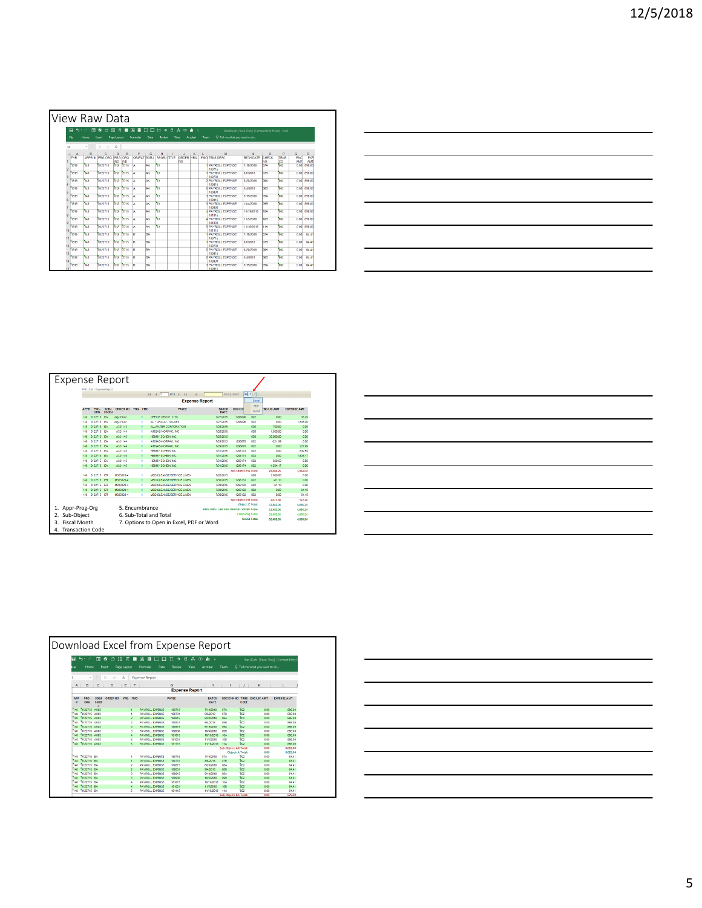## View Raw Data

## Expense Report

1. Appr-Prog-Org
2. Sub-Object
3. Fiscal Month
4. Transaction Code
5. Encumbrance
6. Sub-Total and Total
7. Options to Open in Excel, PDF or Word

## Download Excel from Expense Report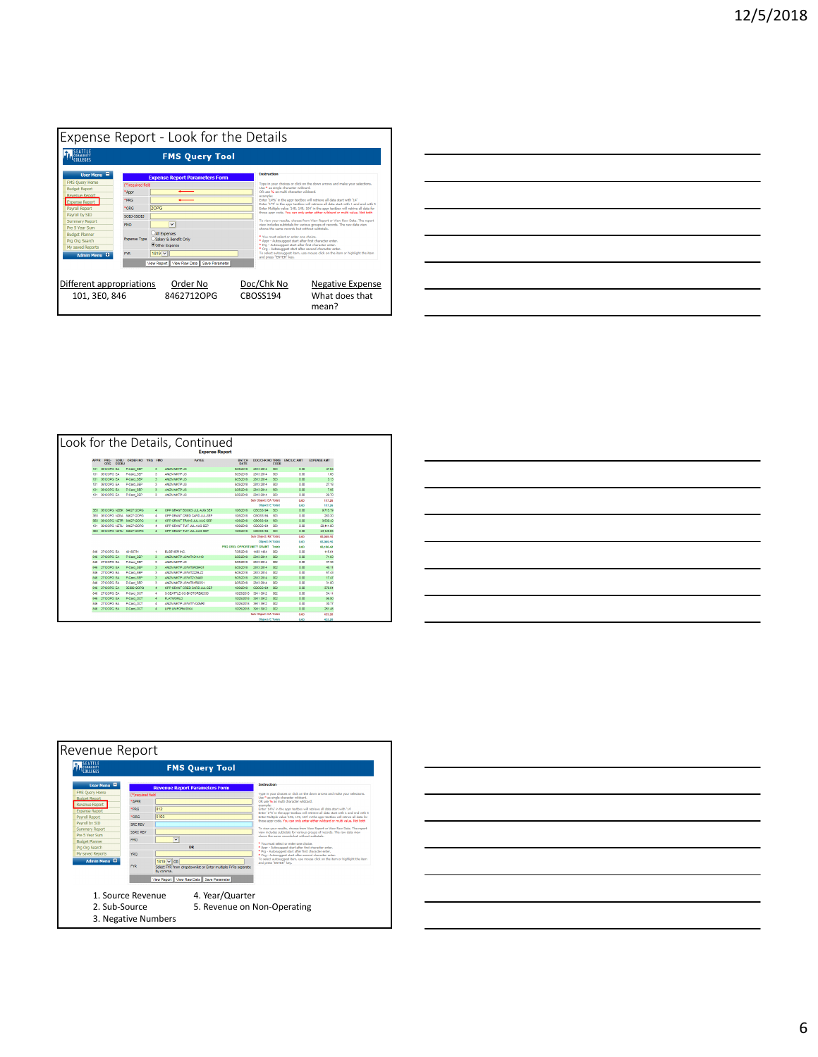## Expense Report - Look for the Details

| Different appropriations | Order No | Doc/Chk No | Negative Expense |
|---|---|---|---|
| 101, 3E0, 846 | 8462712OPG | CBOSS194 | What does that mean? |

## Look for the Details, Continued

## Revenue Report

1. Source Revenue
2. Sub-Source
3. Negative Numbers
4. Year/Quarter
5. Revenue on Non-Operating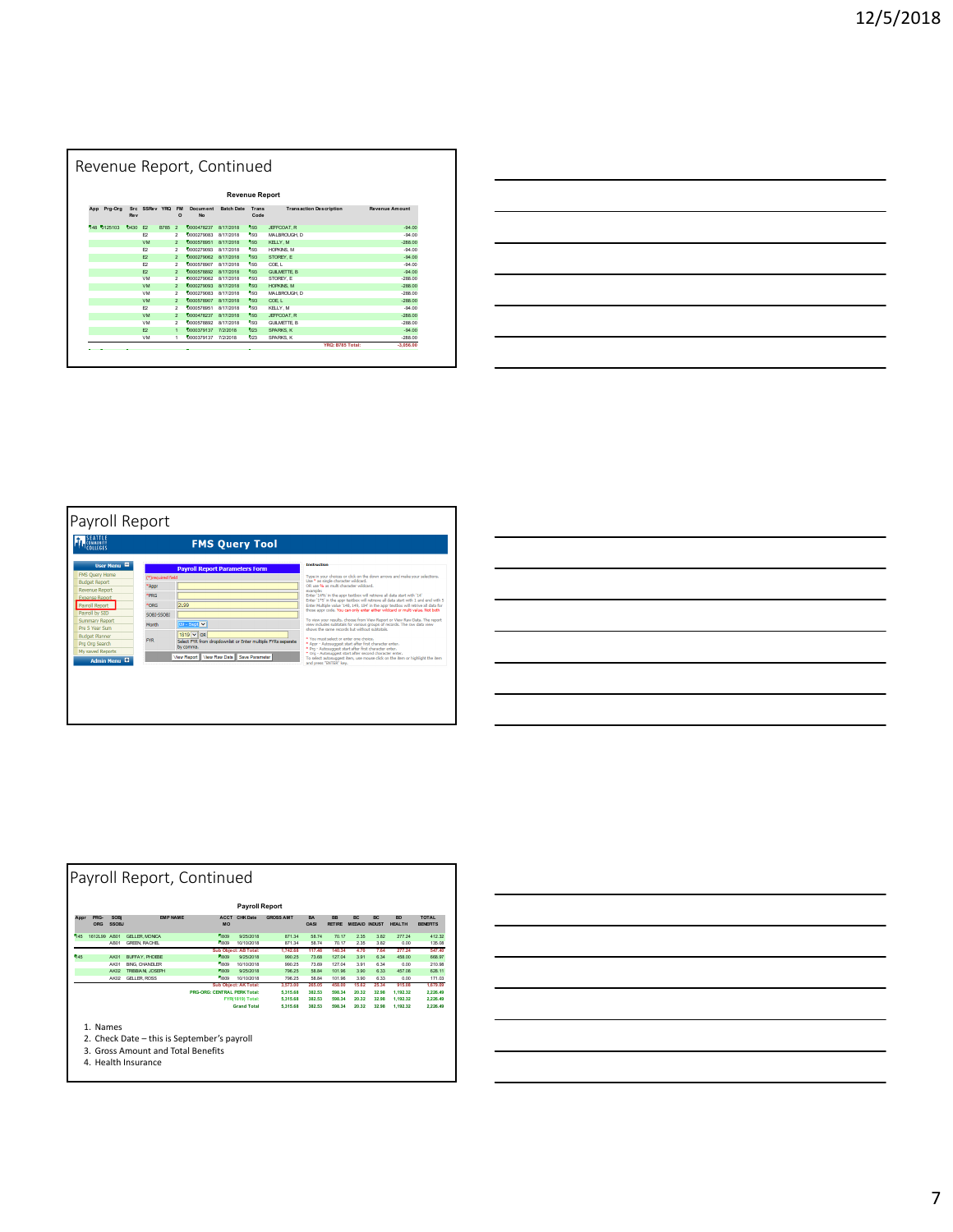# Revenue Report, Continued

**Revenue Report**

| App | Prg-Org | Src Rev | SSRev | YRQ | FM O | Document No | Batch Date | Trans Code | Transaction Description | Revenue Amount |
|---|---|---|---|---|---|---|---|---|---|---|
| 148 | 5125103 | 0430 | E2 | B785 | 2 | 0000478237 | 8/17/2018 | 193 | JEFFCOAT, R | -94.00 |
| | | | E2 | | 2 | 0000279083 | 8/17/2018 | 193 | MALBROUGH, D | -94.00 |
| | | | VM | | 2 | 0000578951 | 8/17/2018 | 193 | KELLY, M | -288.00 |
| | | | E2 | | 2 | 0000279093 | 8/17/2018 | 193 | HOPKINS, M | -94.00 |
| | | | E2 | | 2 | 0000279062 | 8/17/2018 | 193 | STOREY, E | -94.00 |
| | | | E2 | | 2 | 0000578907 | 8/17/2018 | 193 | COE, L | -94.00 |
| | | | E2 | | 2 | 0000578892 | 8/17/2018 | 193 | GUILMETTE, B | -94.00 |
| | | | VM | | 2 | 0000279062 | 8/17/2018 | 193 | STOREY, E | -288.00 |
| | | | VM | | 2 | 0000279093 | 8/17/2018 | 193 | HOPKINS, M | -288.00 |
| | | | VM | | 2 | 0000279083 | 8/17/2018 | 193 | MALBROUGH, D | -288.00 |
| | | | VM | | 2 | 0000578907 | 8/17/2018 | 193 | COE, L | -288.00 |
| | | | E2 | | 2 | 0000578951 | 8/17/2018 | 193 | KELLY, M | -94.00 |
| | | | VM | | 2 | 0000478237 | 8/17/2018 | 193 | JEFFCOAT, R | -288.00 |
| | | | VM | | 2 | 0000578892 | 8/17/2018 | 193 | GUILMETTE, B | -288.00 |
| | | | E2 | | 1 | 0000379137 | 7/2/2018 | 023 | SPARKS, K | -94.00 |
| | | | VM | | 1 | 0000379137 | 7/2/2018 | 023 | SPARKS, K | -288.00 |
| | | | | | | | | | YRQ: B785 Total: | -3,056.00 |

# Payroll Report

**FMS Query Tool**

User Menu: FMS Query Home, Budget Report, Revenue Report, Expense Report, Payroll Report, Payroll by SID, Summary Report, Pre 5 Year Sum, Budget Planner, Prg Org Search, My saved Reports; Admin Menu

**Payroll Report Parameters Form**

(*)required field

- *Appr:
- *PRG:
- *ORG: 2199
- SOBJ-SSOBJ:
- Month: 03 - Sept
- FYR: 1819 OR — Select FYR from dropdownlist or Enter multiple FYRs separate by comma.

View Report | View Raw Data | Save Parameter

# Payroll Report, Continued

**Payroll Report**

| Appr | PRG-ORG | SOBJ SSOBJ | EMP NAME | ACCT MO | CHK Date | GROSS AMT | BA OASI | BB RETIRE | BC MEDAID | BC INDUST | BD HEALTH | TOTAL BENEFITS |
|---|---|---|---|---|---|---|---|---|---|---|---|---|
| 145 | 1612L99 | AB01 | GELLER, MONICA | 1809 | 9/25/2018 | 871.34 | 58.74 | 70.17 | 2.35 | 3.62 | 277.24 | 412.32 |
| | | AB01 | GREEN, RACHEL | 1809 | 10/10/2018 | 871.34 | 58.74 | 70.17 | 2.35 | 3.62 | 0.00 | 135.08 |
| | | | | Sub Object: AB Total: | | 1,742.68 | 117.48 | 140.34 | 4.70 | 7.64 | 277.24 | 547.40 |
| 145 | | AK01 | BUFFAY, PHOEBE | 1809 | 9/25/2018 | 960.25 | 73.69 | 127.04 | 3.91 | 6.34 | 458.00 | 668.97 |
| | | AK01 | BING, CHANDLER | 1809 | 10/10/2018 | 960.25 | 73.69 | 127.04 | 3.91 | 6.34 | 0.00 | 210.98 |
| | | AK02 | TRIBBIANI, JOSEPH | 1809 | 9/25/2018 | 796.25 | 58.84 | 101.96 | 3.90 | 6.33 | 457.08 | 628.11 |
| | | AK02 | GELLER, ROSS | 1809 | 10/10/2018 | 796.25 | 58.84 | 101.96 | 3.90 | 6.33 | 0.00 | 171.03 |
| | | | | Sub Object: AK Total: | | 3,573.00 | 265.05 | 458.00 | 15.62 | 25.34 | 915.08 | 1,679.09 |
| | | | PRG-ORG: CENTRAL PERK Total: | | | 5,315.68 | 382.53 | 598.34 | 20.32 | 32.98 | 1,192.32 | 2,226.49 |
| | | | | FYR(1819) Total: | | 5,315.68 | 382.53 | 598.34 | 20.32 | 32.98 | 1,192.32 | 2,226.49 |
| | | | | Grand Total | | 5,315.68 | 382.53 | 598.34 | 20.32 | 32.98 | 1,192.32 | 2,226.49 |

1. Names
2. Check Date – this is September's payroll
3. Gross Amount and Total Benefits
4. Health Insurance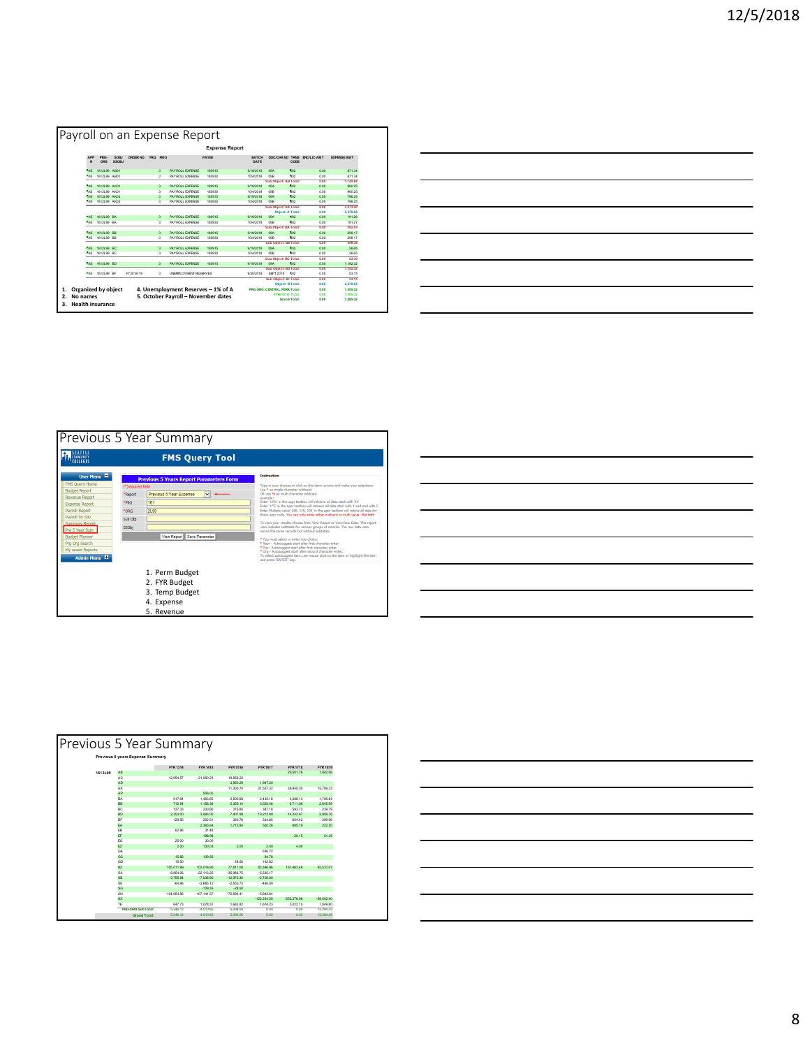## Payroll on an Expense Report

1. Organized by object
2. No names
3. Health insurance
4. Unemployment Reserves – 1% of A
5. October Payroll – November dates

## Previous 5 Year Summary

1. Perm Budget
2. FYR Budget
3. Temp Budget
4. Expense
5. Revenue

## Previous 5 Year Summary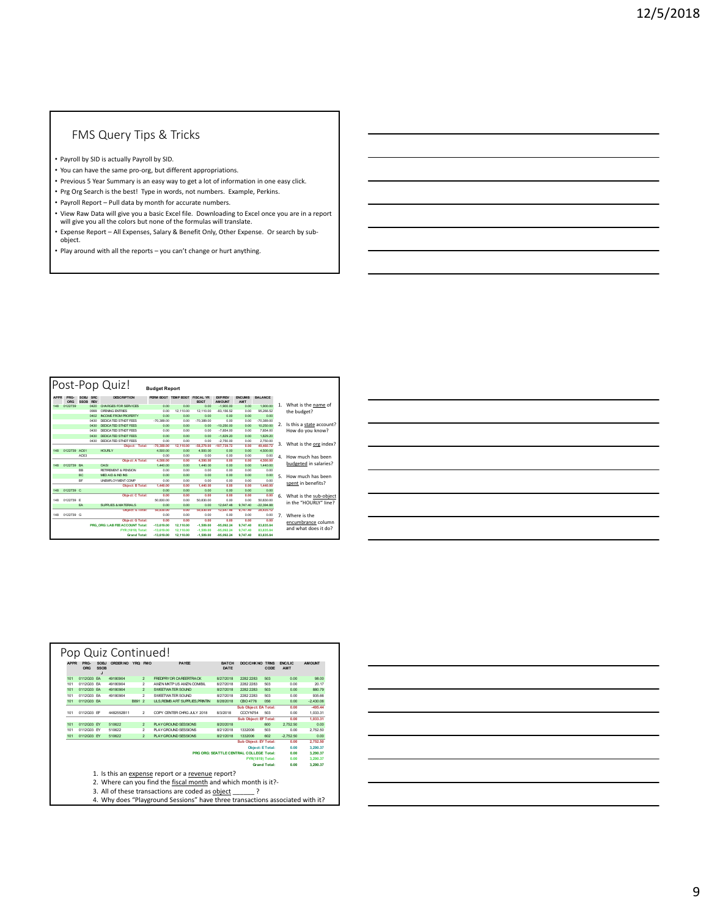## FMS Query Tips & Tricks

- Payroll by SID is actually Payroll by SID.
- You can have the same pro-org, but different appropriations.
- Previous 5 Year Summary is an easy way to get a lot of information in one easy click.
- Prg Org Search is the best! Type in words, not numbers. Example, Perkins.
- Payroll Report – Pull data by month for accurate numbers.
- View Raw Data will give you a basic Excel file. Downloading to Excel once you are in a report will give you all the colors but none of the formulas will translate.
- Expense Report – All Expenses, Salary & Benefit Only, Other Expense. Or search by sub-object.
- Play around with all the reports – you can't change or hurt anything.

## Post-Pop Quiz!

**Budget Report**

| APPR | PRG-ORG | SOBJ SSOB | SRC REV | DESCRIPTION | PERM BDGT | TEMP BDGT | FISCAL YR BDGT | EXP/REV AMOUNT | ENCUMB AMT | BALANCE |
|---|---|---|---|---|---|---|---|---|---|---|
| 148 | 0122739 | | 0420 | CHARGES FOR SERVICES | 0.00 | 0.00 | 0.00 | -1,900.00 | 0.00 | 1,900.00 |
| | | | 0999 | OPENING ENTRIES | 0.00 | 12,110.00 | 12,110.00 | -83,156.52 | 0.00 | 95,266.52 |
| | | | 0402 | INCOME FROM PROPERTY | 0.00 | 0.00 | 0.00 | 0.00 | 0.00 | 0.00 |
| | | | 0430 | DEDICATED STNDT FEES | -70,389.00 | 0.00 | -70,389.00 | 0.00 | 0.00 | -70,389.00 |
| | | | 0430 | DEDICATED STNDT FEES | 0.00 | 0.00 | 0.00 | -10,250.00 | 0.00 | 10,250.00 |
| | | | 0430 | DEDICATED STNDT FEES | 0.00 | 0.00 | 0.00 | -7,854.00 | 0.00 | 7,854.00 |
| | | | 0430 | DEDICATED STNDT FEES | 0.00 | 0.00 | 0.00 | -1,829.20 | 0.00 | 1,829.20 |
| | | | 0430 | DEDICATED STNDT FEES | 0.00 | 0.00 | 0.00 | -2,750.00 | 0.00 | 2,750.00 |
| | | | | Object: Total: | -70,389.00 | 12,110.00 | -58,279.00 | -107,739.72 | 0.00 | 49,460.72 |
| 148 | 0122739 | AD01 | | HOURLY | 4,500.00 | 0.00 | 4,500.00 | 0.00 | 0.00 | 4,500.00 |
| | | AD03 | | | 0.00 | 0.00 | 0.00 | 0.00 | 0.00 | 0.00 |
| | | | | Object: A Total: | 4,500.00 | 0.00 | 4,500.00 | 0.00 | 0.00 | 4,500.00 |
| 148 | 0122739 | BA | | OASI | 1,440.00 | 0.00 | 1,440.00 | 0.00 | 0.00 | 1,440.00 |
| | | BB | | RETIREMENT & PENSION | 0.00 | 0.00 | 0.00 | 0.00 | 0.00 | 0.00 |
| | | BC | | MED AID & IND INS | 0.00 | 0.00 | 0.00 | 0.00 | 0.00 | 0.00 |
| | | BF | | UNEMPLOYMENT COMP | 0.00 | 0.00 | 0.00 | 0.00 | 0.00 | 0.00 |
| | | | | Object: B Total: | 1,440.00 | 0.00 | 1,440.00 | 0.00 | 0.00 | 1,440.00 |
| 148 | 0122739 | C | | | 0.00 | 0.00 | 0.00 | 0.00 | 0.00 | 0.00 |
| | | | | Object: C Total: | 0.00 | 0.00 | 0.00 | 0.00 | 0.00 | 0.00 |
| 148 | 0122739 | E | | | 50,830.00 | 0.00 | 50,830.00 | 0.00 | 0.00 | 50,830.00 |
| | | EA | | SUPPLIES & MATERIALS | 0.00 | 0.00 | 0.00 | 12,647.48 | 9,747.40 | -22,394.88 |
| | | | | Object: E Total: | 50,830.00 | 0.00 | 50,830.00 | 12,647.48 | 9,747.40 | 28,435.12 |
| 148 | 0122739 | G | | | 0.00 | 0.00 | 0.00 | 0.00 | 0.00 | 0.00 |
| | | | | Object: G Total: | 0.00 | 0.00 | 0.00 | 0.00 | 0.00 | 0.00 |
| | | | | PRG_ORG: LAB FEE ACCOUNT Total: | -13,619.00 | 12,110.00 | -1,509.00 | -95,092.24 | 9,747.40 | 83,835.84 |
| | | | | FYR(1819) Total: | -13,619.00 | 12,110.00 | -1,509.00 | -95,092.24 | 9,747.40 | 83,835.84 |
| | | | | Grand Total: | -13,619.00 | 12,110.00 | -1,509.00 | -95,092.24 | 9,747.40 | 83,835.84 |

1. What is the name of the budget?
2. Is this a state account? How do you know?
3. What is the org index?
4. How much has been budgeted in salaries?
5. How much has been spent in benefits?
6. What is the sub-object in the "HOURLY" line?
7. Where is the encumbrance column and what does it do?

## Pop Quiz Continued!

| APPR | PRG-ORG | SOBJ SSOBJ | ORDER NO | YRQ | FMO | PAYEE | BATCH DATE | DOC/CHK NO | TRNS CODE | ENC/LIC AMT | AMOUNT |
|---|---|---|---|---|---|---|---|---|---|---|---|
| 101 | 0112G03 | EA | 49180904 | | 2 | FREDPRY OR CAREERTRACK | 8/27/2018 | 2282 2283 | 503 | 0.00 | 98.00 |
| 101 | 0112G03 | EA | 49180904 | | 2 | AMZN MKTP US AMZN.COM/BIL | 8/27/2018 | 2282 2283 | 503 | 0.00 | 20.17 |
| 101 | 0112G03 | EA | 49180904 | | 2 | SWEETWATER SOUND | 8/27/2018 | 2282 2283 | 503 | 0.00 | 880.79 |
| 101 | 0112G03 | EA | 49180904 | | 2 | SWEETWATER SOUND | 8/27/2018 | 2282 2283 | 503 | 0.00 | 935.66 |
| 101 | 0112G03 | EA | | B891 | 2 | ULS,REIMS ART SUPPLIES,PRINTIN | 8/28/2018 | CBO 4778 | 056 | 0.00 | -2,430.06 |
| | | | | | | | | Sub Object: EA Total: | | 0.00 | -495.44 |
| 101 | 0112G03 | EF | 4482552811 | | 2 | COPY CENTER CHRG JULY 2018 | 8/3/2018 | CCCYN754 | 503 | 0.00 | 1,033.31 |
| | | | | | | | | Sub Object: EF Total: | | 0.00 | 1,033.31 |
| 101 | 0112G03 | EY | 510622 | | 2 | PLAYGROUND SESSIONS | 8/20/2018 | | 600 | 2,752.50 | 0.00 |
| 101 | 0112G03 | EY | 510622 | | 2 | PLAYGROUND SESSIONS | 8/21/2018 | 1332006 | 503 | 0.00 | 2,752.50 |
| 101 | 0112G03 | EY | 510622 | | 2 | PLAYGROUND SESSIONS | 8/21/2018 | 1332006 | 602 | -2,752.50 | 0.00 |
| | | | | | | | | Sub Object: EY Total: | | 0.00 | 2,752.50 |
| | | | | | | | | Object: E Total: | | 0.00 | 3,290.37 |
| | | | | | | PRG ORG: SEATTLE CENTRAL COLLEGE Total: | | | | 0.00 | 3,290.37 |
| | | | | | | | | FYR(1819) Total: | | 0.00 | 3,290.37 |
| | | | | | | | | Grand Total: | | 0.00 | 3,290.37 |

1. Is this an expense report or a revenue report?
2. Where can you find the fiscal month and which month is it?-
3. All of these transactions are coded as object ______ ?
4. Why does "Playground Sessions" have three transactions associated with it?